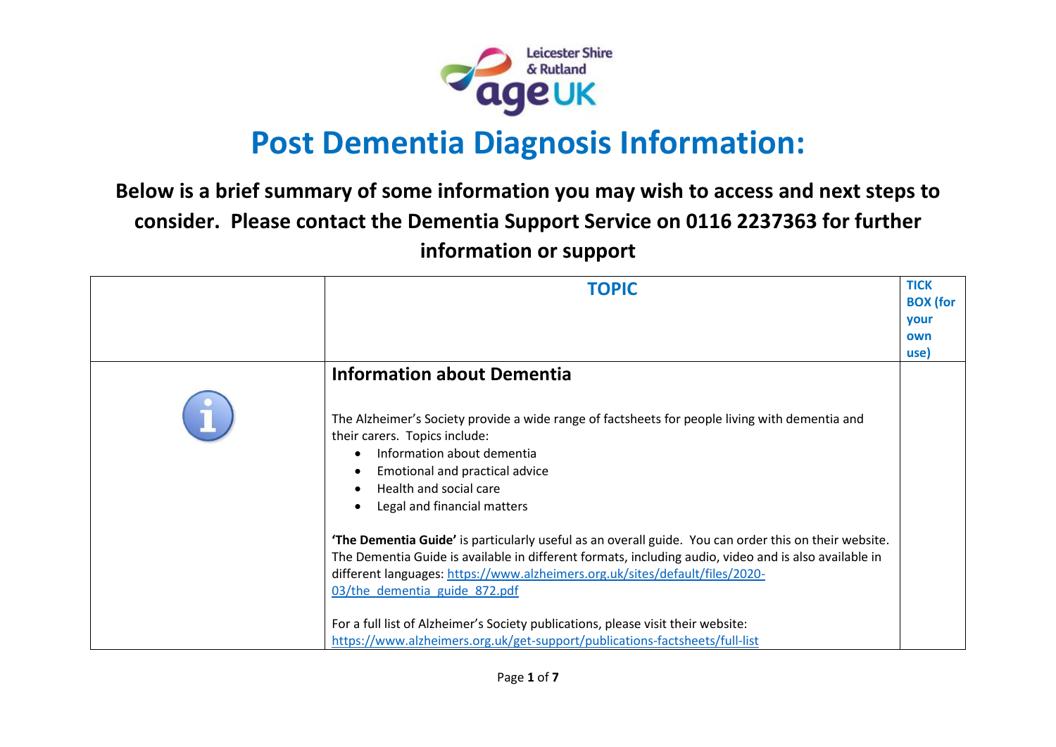# Post Dementia Diagnosis Information:

**Below is a brief summary of some information you may wish to access and next steps to consider. Please contact the Dementia Support Service on 0116 2237363 for further information or support**

| | TOPIC | TICK BOX (for your own use) |
|---|---|---|
| | **Information about Dementia**<br><br>The Alzheimer's Society provide a wide range of factsheets for people living with dementia and their carers. Topics include:<br>• Information about dementia<br>• Emotional and practical advice<br>• Health and social care<br>• Legal and financial matters<br><br>**'The Dementia Guide'** is particularly useful as an overall guide. You can order this on their website. The Dementia Guide is available in different formats, including audio, video and is also available in different languages: https://www.alzheimers.org.uk/sites/default/files/2020-03/the_dementia_guide_872.pdf<br><br>For a full list of Alzheimer's Society publications, please visit their website: https://www.alzheimers.org.uk/get-support/publications-factsheets/full-list | |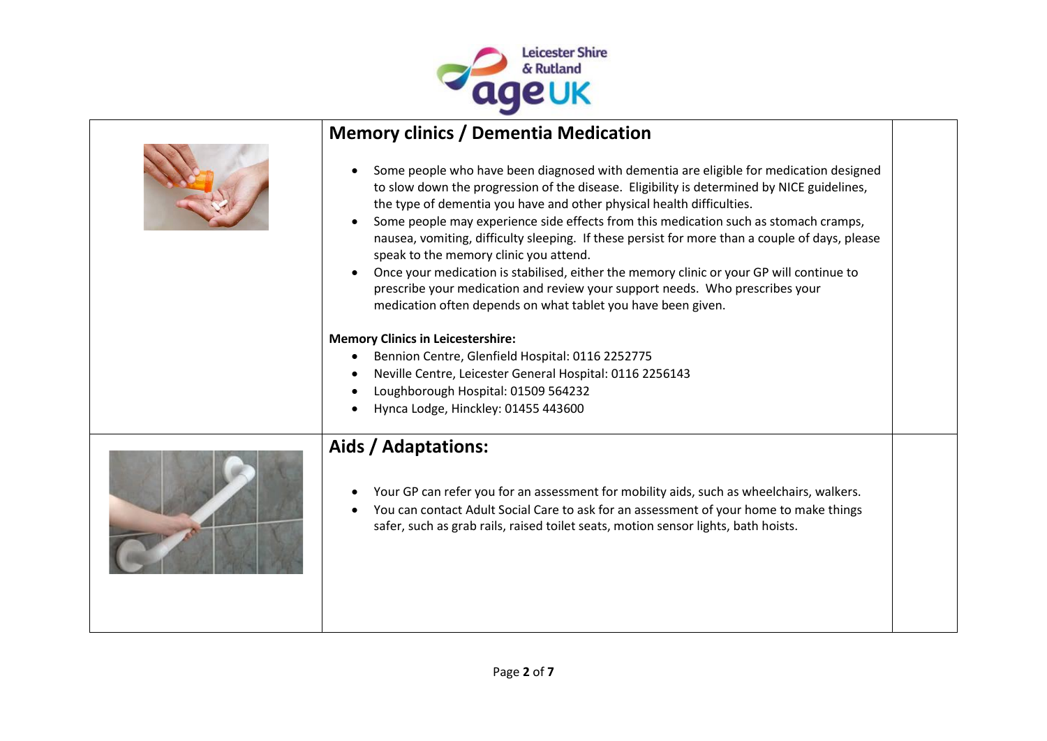## Memory clinics / Dementia Medication

- Some people who have been diagnosed with dementia are eligible for medication designed to slow down the progression of the disease. Eligibility is determined by NICE guidelines, the type of dementia you have and other physical health difficulties.
- Some people may experience side effects from this medication such as stomach cramps, nausea, vomiting, difficulty sleeping. If these persist for more than a couple of days, please speak to the memory clinic you attend.
- Once your medication is stabilised, either the memory clinic or your GP will continue to prescribe your medication and review your support needs. Who prescribes your medication often depends on what tablet you have been given.

**Memory Clinics in Leicestershire:**

- Bennion Centre, Glenfield Hospital: 0116 2252775
- Neville Centre, Leicester General Hospital: 0116 2256143
- Loughborough Hospital: 01509 564232
- Hynca Lodge, Hinckley: 01455 443600

## Aids / Adaptations:

- Your GP can refer you for an assessment for mobility aids, such as wheelchairs, walkers.
- You can contact Adult Social Care to ask for an assessment of your home to make things safer, such as grab rails, raised toilet seats, motion sensor lights, bath hoists.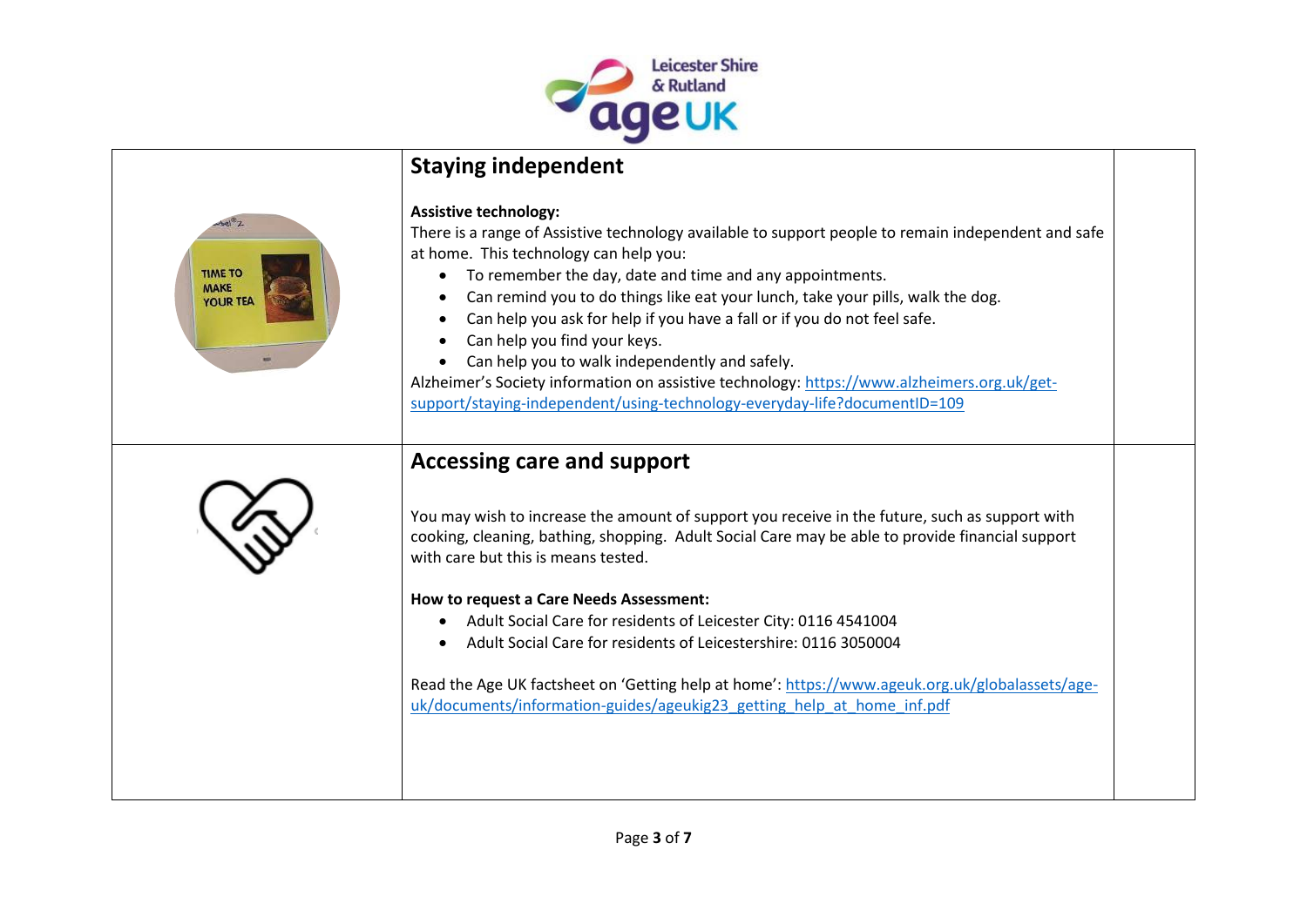## Staying independent

**Assistive technology:**
There is a range of Assistive technology available to support people to remain independent and safe at home. This technology can help you:

- To remember the day, date and time and any appointments.
- Can remind you to do things like eat your lunch, take your pills, walk the dog.
- Can help you ask for help if you have a fall or if you do not feel safe.
- Can help you find your keys.
- Can help you to walk independently and safely.

Alzheimer's Society information on assistive technology: https://www.alzheimers.org.uk/get-support/staying-independent/using-technology-everyday-life?documentID=109

## Accessing care and support

You may wish to increase the amount of support you receive in the future, such as support with cooking, cleaning, bathing, shopping. Adult Social Care may be able to provide financial support with care but this is means tested.

**How to request a Care Needs Assessment:**

- Adult Social Care for residents of Leicester City: 0116 4541004
- Adult Social Care for residents of Leicestershire: 0116 3050004

Read the Age UK factsheet on 'Getting help at home': https://www.ageuk.org.uk/globalassets/age-uk/documents/information-guides/ageukig23_getting_help_at_home_inf.pdf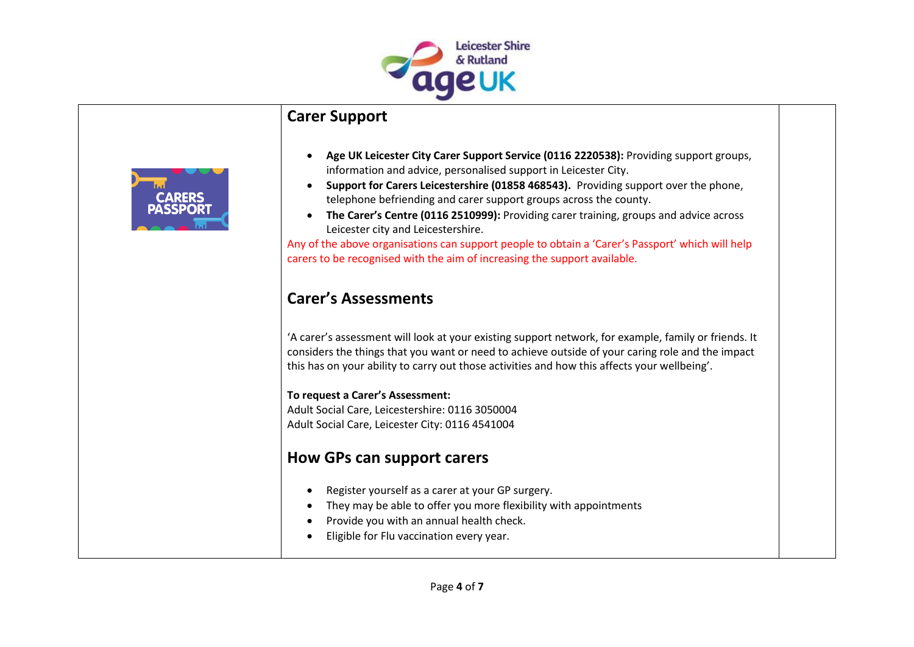## Carer Support

- **Age UK Leicester City Carer Support Service (0116 2220538):** Providing support groups, information and advice, personalised support in Leicester City.
- **Support for Carers Leicestershire (01858 468543).** Providing support over the phone, telephone befriending and carer support groups across the county.
- **The Carer's Centre (0116 2510999):** Providing carer training, groups and advice across Leicester city and Leicestershire.

Any of the above organisations can support people to obtain a 'Carer's Passport' which will help carers to be recognised with the aim of increasing the support available.

## Carer's Assessments

'A carer's assessment will look at your existing support network, for example, family or friends. It considers the things that you want or need to achieve outside of your caring role and the impact this has on your ability to carry out those activities and how this affects your wellbeing'.

**To request a Carer's Assessment:**
Adult Social Care, Leicestershire: 0116 3050004
Adult Social Care, Leicester City: 0116 4541004

## How GPs can support carers

- Register yourself as a carer at your GP surgery.
- They may be able to offer you more flexibility with appointments
- Provide you with an annual health check.
- Eligible for Flu vaccination every year.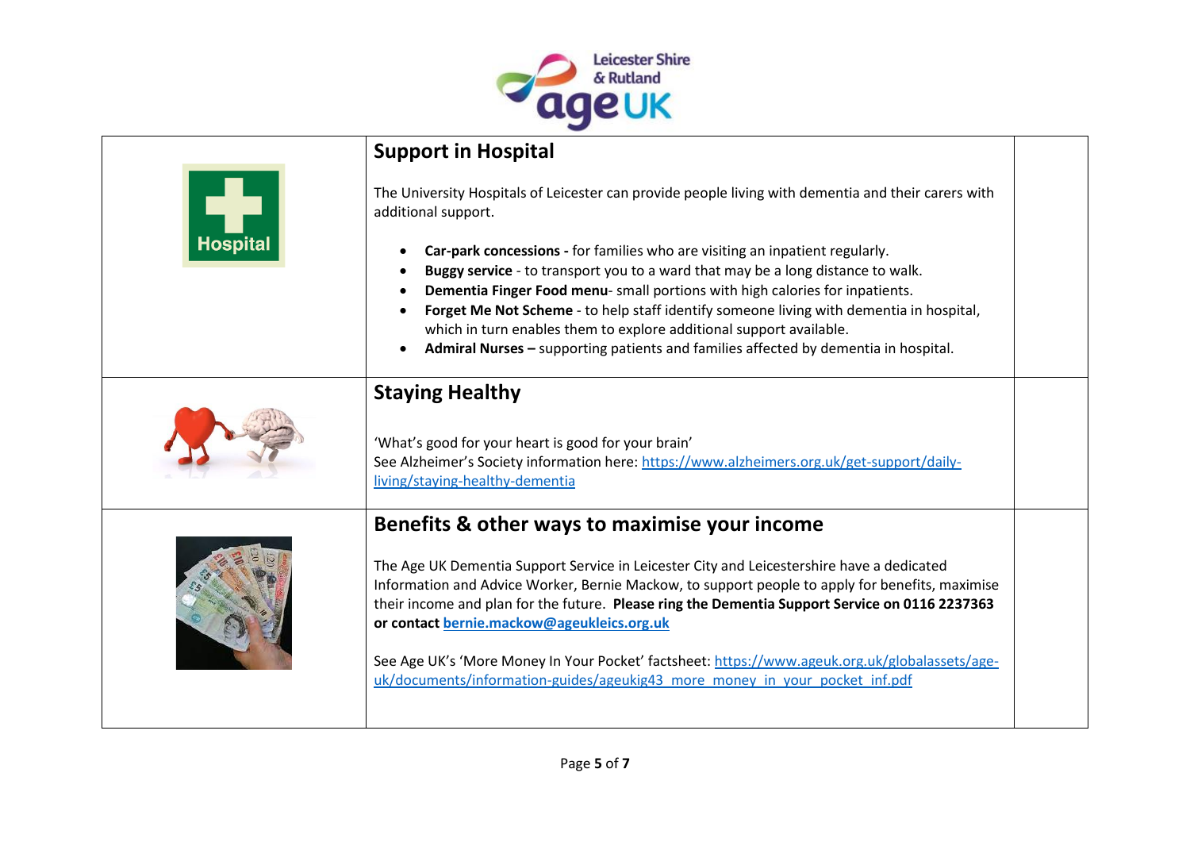## Support in Hospital

The University Hospitals of Leicester can provide people living with dementia and their carers with additional support.

- **Car-park concessions -** for families who are visiting an inpatient regularly.
- **Buggy service** - to transport you to a ward that may be a long distance to walk.
- **Dementia Finger Food menu**- small portions with high calories for inpatients.
- **Forget Me Not Scheme** - to help staff identify someone living with dementia in hospital, which in turn enables them to explore additional support available.
- **Admiral Nurses –** supporting patients and families affected by dementia in hospital.

## Staying Healthy

'What's good for your heart is good for your brain'
See Alzheimer's Society information here: https://www.alzheimers.org.uk/get-support/daily-living/staying-healthy-dementia

## Benefits & other ways to maximise your income

The Age UK Dementia Support Service in Leicester City and Leicestershire have a dedicated Information and Advice Worker, Bernie Mackow, to support people to apply for benefits, maximise their income and plan for the future. **Please ring the Dementia Support Service on 0116 2237363 or contact bernie.mackow@ageukleics.org.uk**

See Age UK's 'More Money In Your Pocket' factsheet: https://www.ageuk.org.uk/globalassets/age-uk/documents/information-guides/ageukig43_more_money_in_your_pocket_inf.pdf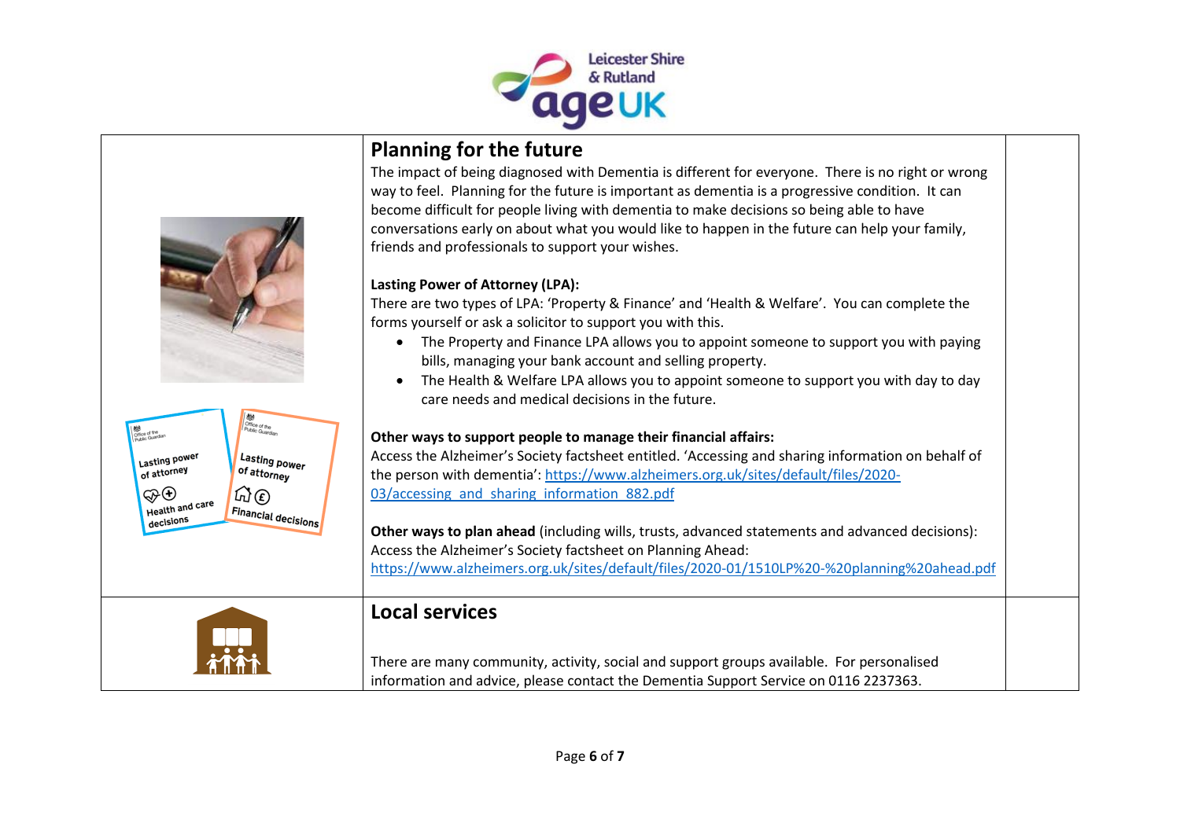## Planning for the future

The impact of being diagnosed with Dementia is different for everyone. There is no right or wrong way to feel. Planning for the future is important as dementia is a progressive condition. It can become difficult for people living with dementia to make decisions so being able to have conversations early on about what you would like to happen in the future can help your family, friends and professionals to support your wishes.

**Lasting Power of Attorney (LPA):**

There are two types of LPA: 'Property & Finance' and 'Health & Welfare'. You can complete the forms yourself or ask a solicitor to support you with this.

- The Property and Finance LPA allows you to appoint someone to support you with paying bills, managing your bank account and selling property.
- The Health & Welfare LPA allows you to appoint someone to support you with day to day care needs and medical decisions in the future.

**Other ways to support people to manage their financial affairs:**

Access the Alzheimer's Society factsheet entitled. 'Accessing and sharing information on behalf of the person with dementia': https://www.alzheimers.org.uk/sites/default/files/2020-03/accessing_and_sharing_information_882.pdf

**Other ways to plan ahead** (including wills, trusts, advanced statements and advanced decisions): Access the Alzheimer's Society factsheet on Planning Ahead: https://www.alzheimers.org.uk/sites/default/files/2020-01/1510LP%20-%20planning%20ahead.pdf

## Local services

There are many community, activity, social and support groups available. For personalised information and advice, please contact the Dementia Support Service on 0116 2237363.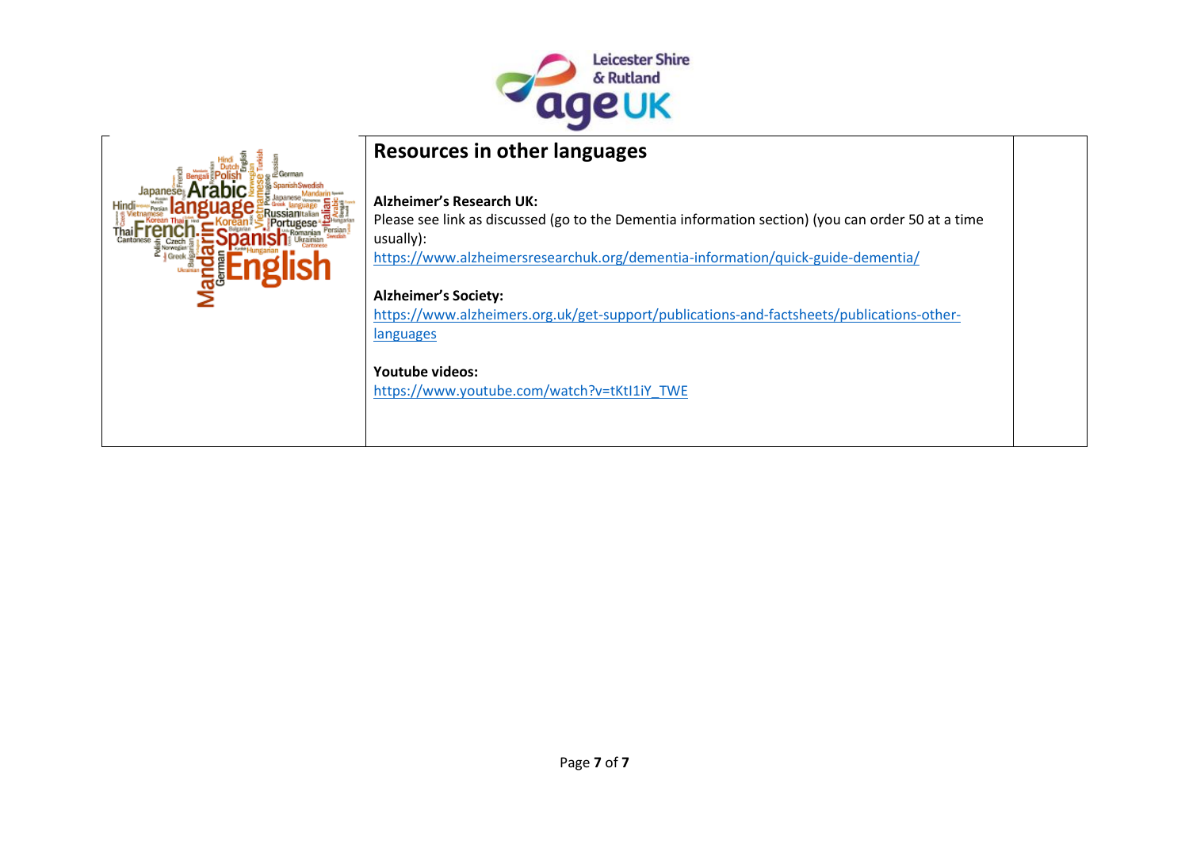## Resources in other languages

**Alzheimer's Research UK:**
Please see link as discussed (go to the Dementia information section) (you can order 50 at a time usually):
https://www.alzheimersresearchuk.org/dementia-information/quick-guide-dementia/

**Alzheimer's Society:**
https://www.alzheimers.org.uk/get-support/publications-and-factsheets/publications-other-languages

**Youtube videos:**
https://www.youtube.com/watch?v=tKtI1iY_TWE